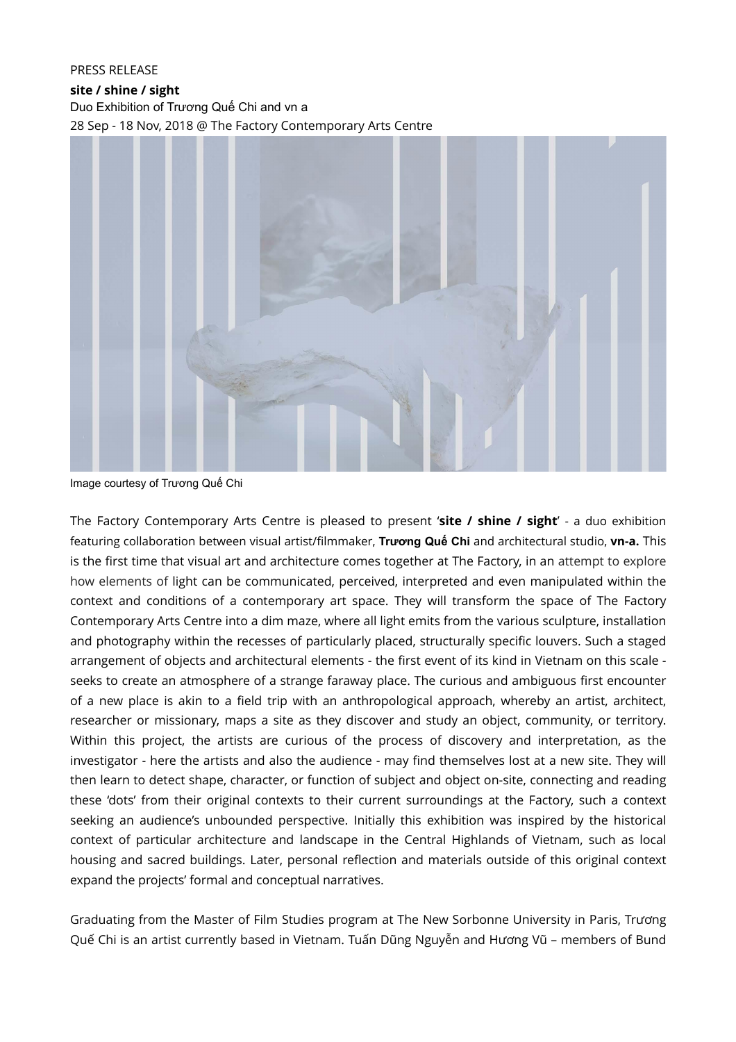PRESS RELEASE

**site / shine / sight**

Duo Exhibition of Trương Quế Chi and vn a

28 Sep - 18 Nov, 2018 @ The Factory Contemporary Arts Centre

Image courtesy of Trương Quế Chi

The Factory Contemporary Arts Centre is pleased to present '**site / shine / sight**' - a duo exhibition featuring collaboration between visual artist/filmmaker, **Trương Quế Chi** and architectural studio, **vn-a.** This is the first time that visual art and architecture comes together at The Factory, in an attempt to explore how elements of light can be communicated, perceived, interpreted and even manipulated within the context and conditions of a contemporary art space. They will transform the space of The Factory Contemporary Arts Centre into a dim maze, where all light emits from the various sculpture, installation and photography within the recesses of particularly placed, structurally specific louvers. Such a staged arrangement of objects and architectural elements - the first event of its kind in Vietnam on this scale - seeks to create an atmosphere of a strange faraway place. The curious and ambiguous first encounter of a new place is akin to a field trip with an anthropological approach, whereby an artist, architect, researcher or missionary, maps a site as they discover and study an object, community, or territory. Within this project, the artists are curious of the process of discovery and interpretation, as the investigator - here the artists and also the audience - may find themselves lost at a new site. They will then learn to detect shape, character, or function of subject and object on-site, connecting and reading these 'dots' from their original contexts to their current surroundings at the Factory, such a context seeking an audience's unbounded perspective. Initially this exhibition was inspired by the historical context of particular architecture and landscape in the Central Highlands of Vietnam, such as local housing and sacred buildings. Later, personal reflection and materials outside of this original context expand the projects' formal and conceptual narratives.

Graduating from the Master of Film Studies program at The New Sorbonne University in Paris, Trương Quế Chi is an artist currently based in Vietnam. Tuấn Dũng Nguyễn and Hương Vũ – members of Bund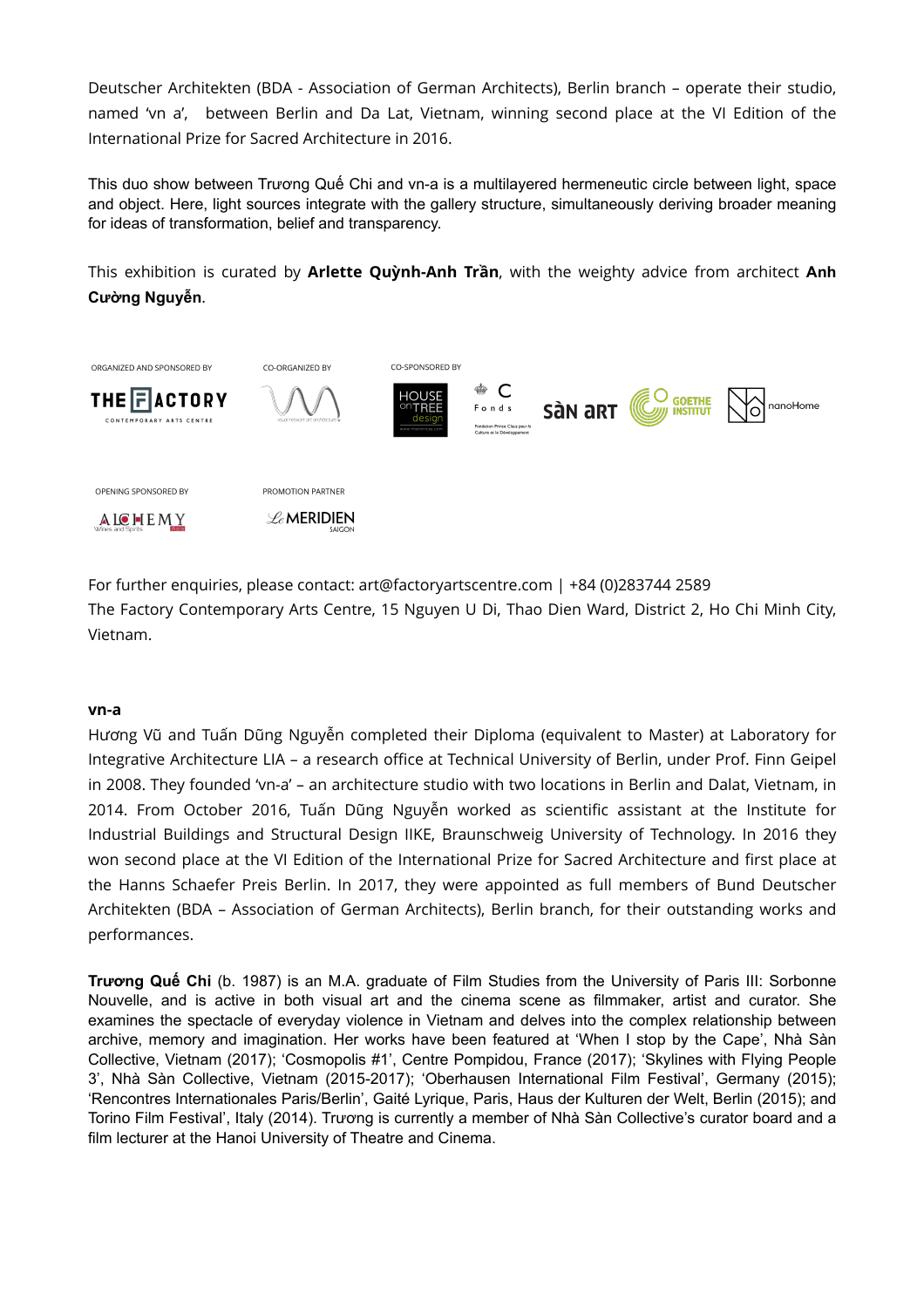Deutscher Architekten (BDA - Association of German Architects), Berlin branch – operate their studio, named 'vn a', between Berlin and Da Lat, Vietnam, winning second place at the VI Edition of the International Prize for Sacred Architecture in 2016.

This duo show between Trương Quế Chi and vn-a is a multilayered hermeneutic circle between light, space and object. Here, light sources integrate with the gallery structure, simultaneously deriving broader meaning for ideas of transformation, belief and transparency.

This exhibition is curated by **Arlette Quỳnh-Anh Trần**, with the weighty advice from architect **Anh Cường Nguyễn**.

ORGANIZED AND SPONSORED BY — THE FACTORY CONTEMPORARY ARTS CENTRE

CO-ORGANIZED BY — vn-a

CO-SPONSORED BY — HOUSE on TREE design; Fonds Fondation Prince Claus pour la Culture et le Développement; Sàn Art; Goethe Institut; nanoHome

OPENING SPONSORED BY — ALCHEMY Wines and Spirits

PROMOTION PARTNER — Le MERIDIEN SAIGON

For further enquiries, please contact: art@factoryartscentre.com | +84 (0)283744 2589
The Factory Contemporary Arts Centre, 15 Nguyen U Di, Thao Dien Ward, District 2, Ho Chi Minh City, Vietnam.

**vn-a**

Hương Vũ and Tuấn Dũng Nguyễn completed their Diploma (equivalent to Master) at Laboratory for Integrative Architecture LIA – a research office at Technical University of Berlin, under Prof. Finn Geipel in 2008. They founded 'vn-a' – an architecture studio with two locations in Berlin and Dalat, Vietnam, in 2014. From October 2016, Tuấn Dũng Nguyễn worked as scientific assistant at the Institute for Industrial Buildings and Structural Design IIKE, Braunschweig University of Technology. In 2016 they won second place at the VI Edition of the International Prize for Sacred Architecture and first place at the Hanns Schaefer Preis Berlin. In 2017, they were appointed as full members of Bund Deutscher Architekten (BDA – Association of German Architects), Berlin branch, for their outstanding works and performances.

**Trương Quế Chi** (b. 1987) is an M.A. graduate of Film Studies from the University of Paris III: Sorbonne Nouvelle, and is active in both visual art and the cinema scene as filmmaker, artist and curator. She examines the spectacle of everyday violence in Vietnam and delves into the complex relationship between archive, memory and imagination. Her works have been featured at 'When I stop by the Cape', Nhà Sàn Collective, Vietnam (2017); 'Cosmopolis #1', Centre Pompidou, France (2017); 'Skylines with Flying People 3', Nhà Sàn Collective, Vietnam (2015-2017); 'Oberhausen International Film Festival', Germany (2015); 'Rencontres Internationales Paris/Berlin', Gaité Lyrique, Paris, Haus der Kulturen der Welt, Berlin (2015); and Torino Film Festival', Italy (2014). Trương is currently a member of Nhà Sàn Collective's curator board and a film lecturer at the Hanoi University of Theatre and Cinema.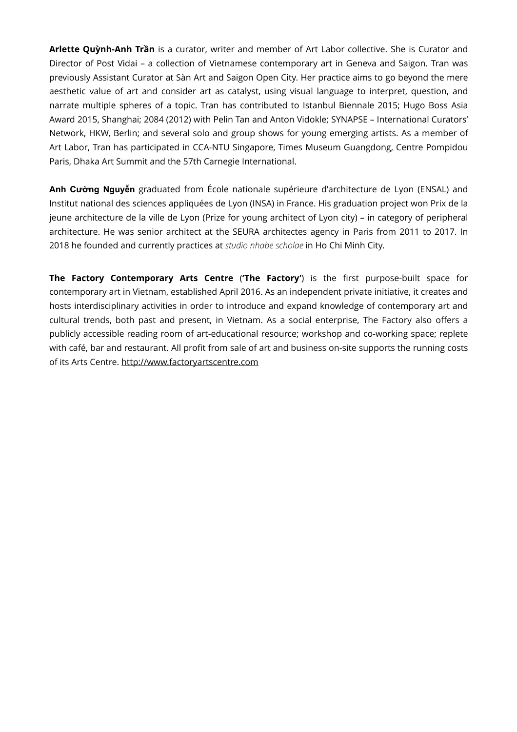**Arlette Quỳnh-Anh Trần** is a curator, writer and member of Art Labor collective. She is Curator and Director of Post Vidai – a collection of Vietnamese contemporary art in Geneva and Saigon. Tran was previously Assistant Curator at Sàn Art and Saigon Open City. Her practice aims to go beyond the mere aesthetic value of art and consider art as catalyst, using visual language to interpret, question, and narrate multiple spheres of a topic. Tran has contributed to Istanbul Biennale 2015; Hugo Boss Asia Award 2015, Shanghai; 2084 (2012) with Pelin Tan and Anton Vidokle; SYNAPSE – International Curators' Network, HKW, Berlin; and several solo and group shows for young emerging artists. As a member of Art Labor, Tran has participated in CCA-NTU Singapore, Times Museum Guangdong, Centre Pompidou Paris, Dhaka Art Summit and the 57th Carnegie International.

**Anh Cường Nguyễn** graduated from École nationale supérieure d'architecture de Lyon (ENSAL) and Institut national des sciences appliquées de Lyon (INSA) in France. His graduation project won Prix de la jeune architecture de la ville de Lyon (Prize for young architect of Lyon city) – in category of peripheral architecture. He was senior architect at the SEURA architectes agency in Paris from 2011 to 2017. In 2018 he founded and currently practices at *studio nhabe scholae* in Ho Chi Minh City.

**The Factory Contemporary Arts Centre** ('**The Factory'**) is the first purpose-built space for contemporary art in Vietnam, established April 2016. As an independent private initiative, it creates and hosts interdisciplinary activities in order to introduce and expand knowledge of contemporary art and cultural trends, both past and present, in Vietnam. As a social enterprise, The Factory also offers a publicly accessible reading room of art-educational resource; workshop and co-working space; replete with café, bar and restaurant. All profit from sale of art and business on-site supports the running costs of its Arts Centre. http://www.factoryartscentre.com